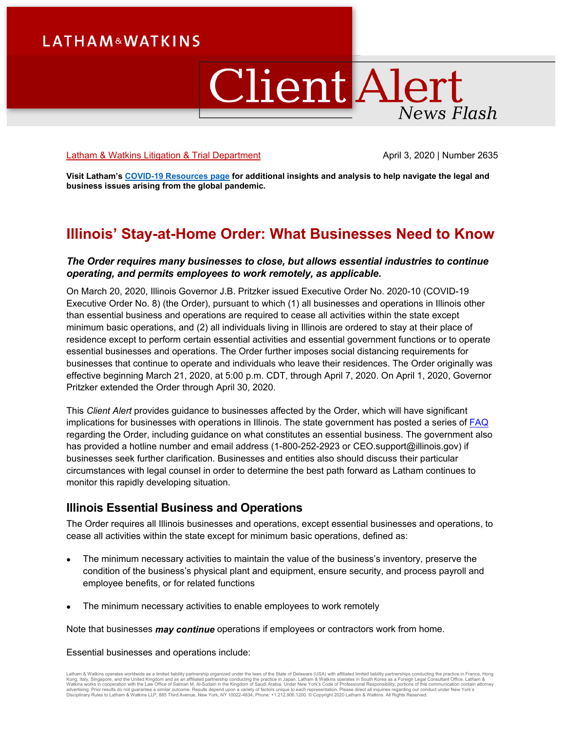Latham & Watkins Litigation & Trial Department

April 3, 2020 | Number 2635

**Visit Latham's COVID-19 Resources page for additional insights and analysis to help navigate the legal and business issues arising from the global pandemic.**

# Illinois' Stay-at-Home Order: What Businesses Need to Know

***The Order requires many businesses to close, but allows essential industries to continue operating, and permits employees to work remotely, as applicable.***

On March 20, 2020, Illinois Governor J.B. Pritzker issued Executive Order No. 2020-10 (COVID-19 Executive Order No. 8) (the Order), pursuant to which (1) all businesses and operations in Illinois other than essential business and operations are required to cease all activities within the state except minimum basic operations, and (2) all individuals living in Illinois are ordered to stay at their place of residence except to perform certain essential activities and essential government functions or to operate essential businesses and operations. The Order further imposes social distancing requirements for businesses that continue to operate and individuals who leave their residences. The Order originally was effective beginning March 21, 2020, at 5:00 p.m. CDT, through April 7, 2020. On April 1, 2020, Governor Pritzker extended the Order through April 30, 2020.

This *Client Alert* provides guidance to businesses affected by the Order, which will have significant implications for businesses with operations in Illinois. The state government has posted a series of FAQ regarding the Order, including guidance on what constitutes an essential business. The government also has provided a hotline number and email address (1-800-252-2923 or CEO.support@illinois.gov) if businesses seek further clarification. Businesses and entities also should discuss their particular circumstances with legal counsel in order to determine the best path forward as Latham continues to monitor this rapidly developing situation.

## Illinois Essential Business and Operations

The Order requires all Illinois businesses and operations, except essential businesses and operations, to cease all activities within the state except for minimum basic operations, defined as:

- The minimum necessary activities to maintain the value of the business's inventory, preserve the condition of the business's physical plant and equipment, ensure security, and process payroll and employee benefits, or for related functions
- The minimum necessary activities to enable employees to work remotely

Note that businesses ***may continue*** operations if employees or contractors work from home.

Essential businesses and operations include: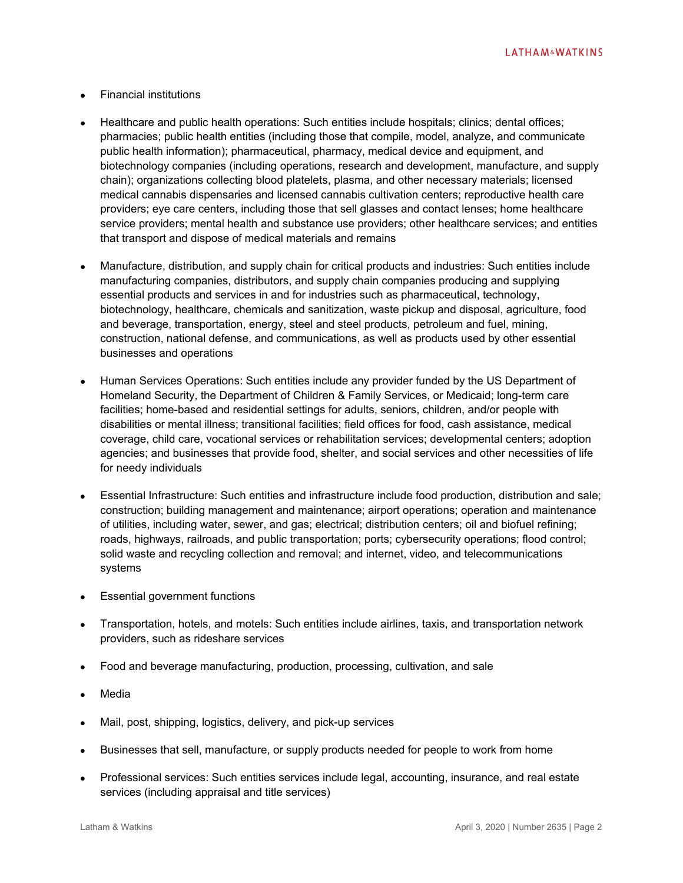- Financial institutions
- Healthcare and public health operations: Such entities include hospitals; clinics; dental offices; pharmacies; public health entities (including those that compile, model, analyze, and communicate public health information); pharmaceutical, pharmacy, medical device and equipment, and biotechnology companies (including operations, research and development, manufacture, and supply chain); organizations collecting blood platelets, plasma, and other necessary materials; licensed medical cannabis dispensaries and licensed cannabis cultivation centers; reproductive health care providers; eye care centers, including those that sell glasses and contact lenses; home healthcare service providers; mental health and substance use providers; other healthcare services; and entities that transport and dispose of medical materials and remains
- Manufacture, distribution, and supply chain for critical products and industries: Such entities include manufacturing companies, distributors, and supply chain companies producing and supplying essential products and services in and for industries such as pharmaceutical, technology, biotechnology, healthcare, chemicals and sanitization, waste pickup and disposal, agriculture, food and beverage, transportation, energy, steel and steel products, petroleum and fuel, mining, construction, national defense, and communications, as well as products used by other essential businesses and operations
- Human Services Operations: Such entities include any provider funded by the US Department of Homeland Security, the Department of Children & Family Services, or Medicaid; long-term care facilities; home-based and residential settings for adults, seniors, children, and/or people with disabilities or mental illness; transitional facilities; field offices for food, cash assistance, medical coverage, child care, vocational services or rehabilitation services; developmental centers; adoption agencies; and businesses that provide food, shelter, and social services and other necessities of life for needy individuals
- Essential Infrastructure: Such entities and infrastructure include food production, distribution and sale; construction; building management and maintenance; airport operations; operation and maintenance of utilities, including water, sewer, and gas; electrical; distribution centers; oil and biofuel refining; roads, highways, railroads, and public transportation; ports; cybersecurity operations; flood control; solid waste and recycling collection and removal; and internet, video, and telecommunications systems
- Essential government functions
- Transportation, hotels, and motels: Such entities include airlines, taxis, and transportation network providers, such as rideshare services
- Food and beverage manufacturing, production, processing, cultivation, and sale
- Media
- Mail, post, shipping, logistics, delivery, and pick-up services
- Businesses that sell, manufacture, or supply products needed for people to work from home
- Professional services: Such entities services include legal, accounting, insurance, and real estate services (including appraisal and title services)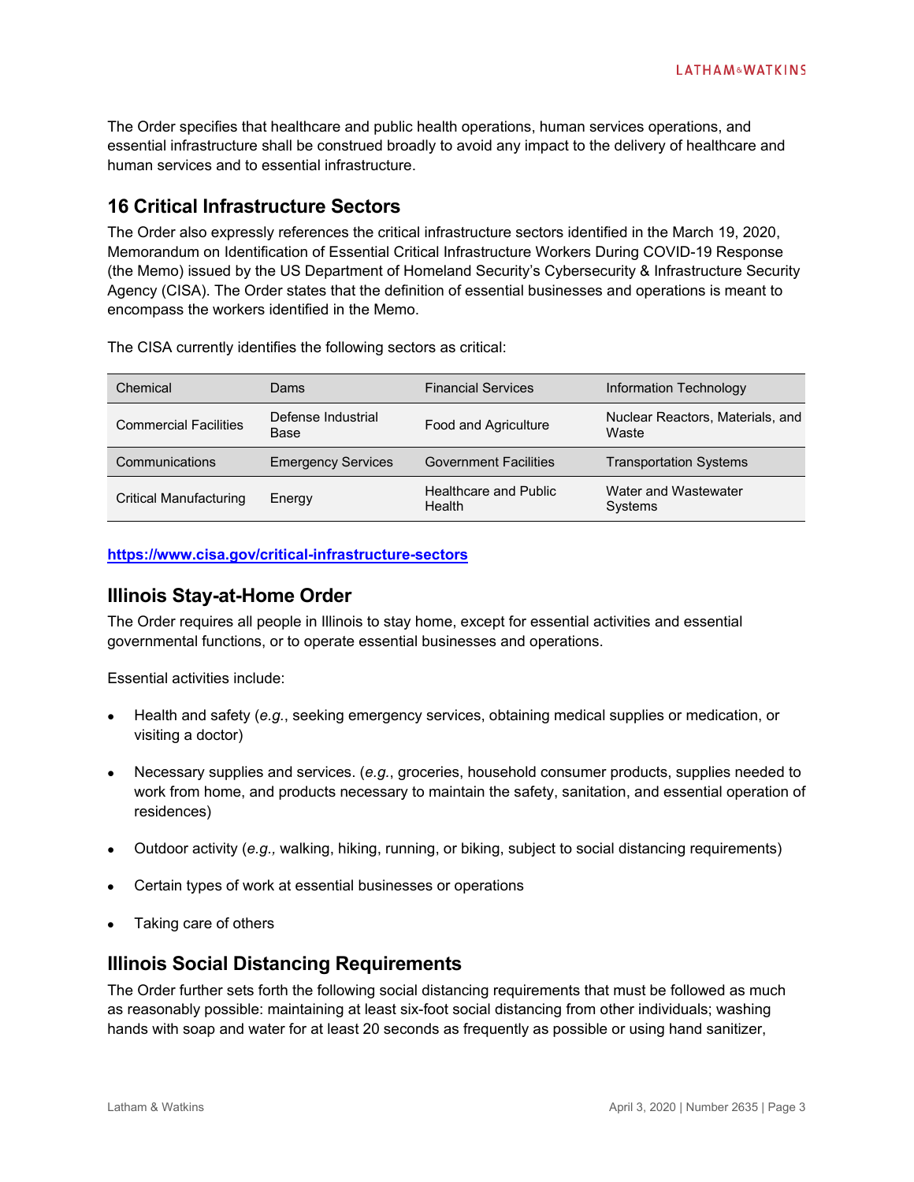The Order specifies that healthcare and public health operations, human services operations, and essential infrastructure shall be construed broadly to avoid any impact to the delivery of healthcare and human services and to essential infrastructure.

## 16 Critical Infrastructure Sectors

The Order also expressly references the critical infrastructure sectors identified in the March 19, 2020, Memorandum on Identification of Essential Critical Infrastructure Workers During COVID-19 Response (the Memo) issued by the US Department of Homeland Security's Cybersecurity & Infrastructure Security Agency (CISA). The Order states that the definition of essential businesses and operations is meant to encompass the workers identified in the Memo.

The CISA currently identifies the following sectors as critical:

| | | | |
|---|---|---|---|
| Chemical | Dams | Financial Services | Information Technology |
| Commercial Facilities | Defense Industrial Base | Food and Agriculture | Nuclear Reactors, Materials, and Waste |
| Communications | Emergency Services | Government Facilities | Transportation Systems |
| Critical Manufacturing | Energy | Healthcare and Public Health | Water and Wastewater Systems |

**https://www.cisa.gov/critical-infrastructure-sectors**

## Illinois Stay-at-Home Order

The Order requires all people in Illinois to stay home, except for essential activities and essential governmental functions, or to operate essential businesses and operations.

Essential activities include:

- Health and safety (*e.g.*, seeking emergency services, obtaining medical supplies or medication, or visiting a doctor)
- Necessary supplies and services. (*e.g.*, groceries, household consumer products, supplies needed to work from home, and products necessary to maintain the safety, sanitation, and essential operation of residences)
- Outdoor activity (*e.g.,* walking, hiking, running, or biking, subject to social distancing requirements)
- Certain types of work at essential businesses or operations
- Taking care of others

## Illinois Social Distancing Requirements

The Order further sets forth the following social distancing requirements that must be followed as much as reasonably possible: maintaining at least six-foot social distancing from other individuals; washing hands with soap and water for at least 20 seconds as frequently as possible or using hand sanitizer,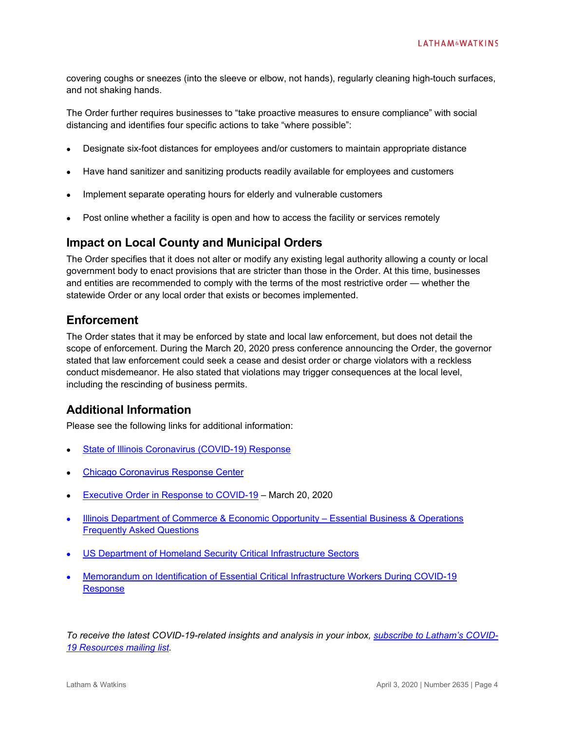covering coughs or sneezes (into the sleeve or elbow, not hands), regularly cleaning high-touch surfaces, and not shaking hands.

The Order further requires businesses to "take proactive measures to ensure compliance" with social distancing and identifies four specific actions to take "where possible":

- Designate six-foot distances for employees and/or customers to maintain appropriate distance
- Have hand sanitizer and sanitizing products readily available for employees and customers
- Implement separate operating hours for elderly and vulnerable customers
- Post online whether a facility is open and how to access the facility or services remotely

## Impact on Local County and Municipal Orders

The Order specifies that it does not alter or modify any existing legal authority allowing a county or local government body to enact provisions that are stricter than those in the Order. At this time, businesses and entities are recommended to comply with the terms of the most restrictive order — whether the statewide Order or any local order that exists or becomes implemented.

## Enforcement

The Order states that it may be enforced by state and local law enforcement, but does not detail the scope of enforcement. During the March 20, 2020 press conference announcing the Order, the governor stated that law enforcement could seek a cease and desist order or charge violators with a reckless conduct misdemeanor. He also stated that violations may trigger consequences at the local level, including the rescinding of business permits.

## Additional Information

Please see the following links for additional information:

- State of Illinois Coronavirus (COVID-19) Response
- Chicago Coronavirus Response Center
- Executive Order in Response to COVID-19 – March 20, 2020
- Illinois Department of Commerce & Economic Opportunity – Essential Business & Operations Frequently Asked Questions
- US Department of Homeland Security Critical Infrastructure Sectors
- Memorandum on Identification of Essential Critical Infrastructure Workers During COVID-19 Response

*To receive the latest COVID-19-related insights and analysis in your inbox, subscribe to Latham's COVID-19 Resources mailing list.*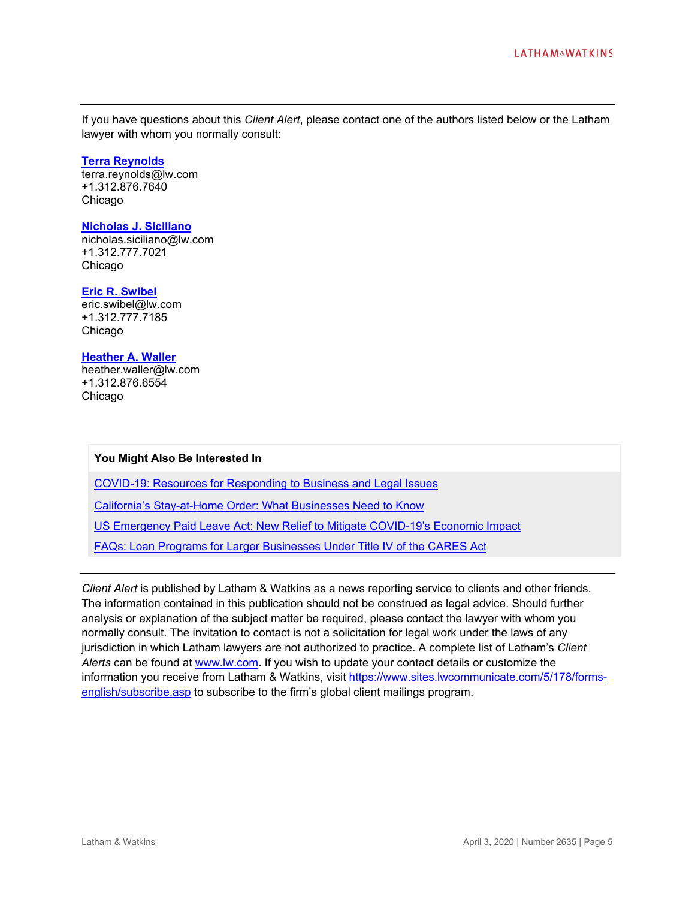If you have questions about this *Client Alert*, please contact one of the authors listed below or the Latham lawyer with whom you normally consult:

**Terra Reynolds**
terra.reynolds@lw.com
+1.312.876.7640
Chicago

**Nicholas J. Siciliano**
nicholas.siciliano@lw.com
+1.312.777.7021
Chicago

**Eric R. Swibel**
eric.swibel@lw.com
+1.312.777.7185
Chicago

**Heather A. Waller**
heather.waller@lw.com
+1.312.876.6554
Chicago

**You Might Also Be Interested In**

COVID-19: Resources for Responding to Business and Legal Issues

California's Stay-at-Home Order: What Businesses Need to Know

US Emergency Paid Leave Act: New Relief to Mitigate COVID-19's Economic Impact

FAQs: Loan Programs for Larger Businesses Under Title IV of the CARES Act

*Client Alert* is published by Latham & Watkins as a news reporting service to clients and other friends. The information contained in this publication should not be construed as legal advice. Should further analysis or explanation of the subject matter be required, please contact the lawyer with whom you normally consult. The invitation to contact is not a solicitation for legal work under the laws of any jurisdiction in which Latham lawyers are not authorized to practice. A complete list of Latham's *Client Alerts* can be found at www.lw.com. If you wish to update your contact details or customize the information you receive from Latham & Watkins, visit https://www.sites.lwcommunicate.com/5/178/forms-english/subscribe.asp to subscribe to the firm's global client mailings program.